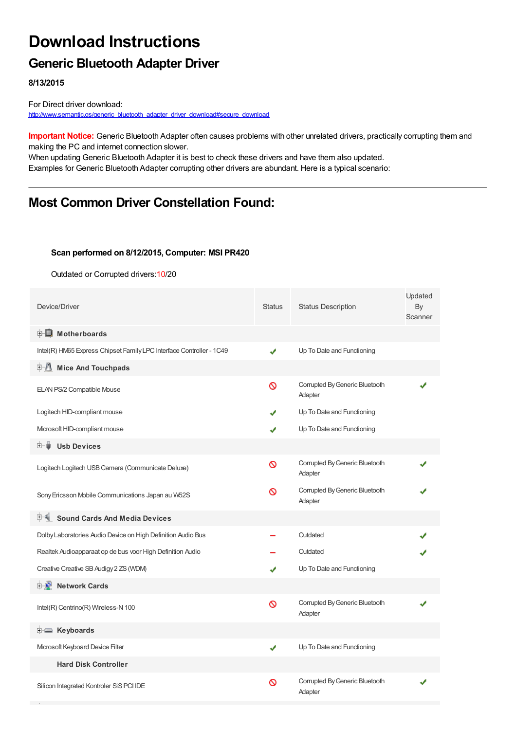# Download Instructions

## Generic Bluetooth Adapter Driver

**8/13/2015**

For Direct driver download:
http://www.semantic.gs/generic_bluetooth_adapter_driver_download#secure_download

**Important Notice:** Generic Bluetooth Adapter often causes problems with other unrelated drivers, practically corrupting them and making the PC and internet connection slower.
When updating Generic Bluetooth Adapter it is best to check these drivers and have them also updated.
Examples for Generic Bluetooth Adapter corrupting other drivers are abundant. Here is a typical scenario:

---

## Most Common Driver Constellation Found:

**Scan performed on 8/12/2015, Computer: MSI PR420**

Outdated or Corrupted drivers:10/20

| Device/Driver | Status | Status Description | Updated By Scanner |
|---|---|---|---|
| **Motherboards** | | | |
| Intel(R) HM65 Express Chipset Family LPC Interface Controller - 1C49 | ✔ | Up To Date and Functioning | |
| **Mice And Touchpads** | | | |
| ELAN PS/2 Compatible Mouse | 🚫 | Corrupted By Generic Bluetooth Adapter | ✔ |
| Logitech HID-compliant mouse | ✔ | Up To Date and Functioning | |
| Microsoft HID-compliant mouse | ✔ | Up To Date and Functioning | |
| **Usb Devices** | | | |
| Logitech Logitech USB Camera (Communicate Deluxe) | 🚫 | Corrupted By Generic Bluetooth Adapter | ✔ |
| Sony Ericsson Mobile Communications Japan au W52S | 🚫 | Corrupted By Generic Bluetooth Adapter | ✔ |
| **Sound Cards And Media Devices** | | | |
| Dolby Laboratories Audio Device on High Definition Audio Bus | – | Outdated | ✔ |
| Realtek Audioapparaat op de bus voor High Definition Audio | – | Outdated | ✔ |
| Creative Creative SB Audigy 2 ZS (WDM) | ✔ | Up To Date and Functioning | |
| **Network Cards** | | | |
| Intel(R) Centrino(R) Wireless-N 100 | 🚫 | Corrupted By Generic Bluetooth Adapter | ✔ |
| **Keyboards** | | | |
| Microsoft Keyboard Device Filter | ✔ | Up To Date and Functioning | |
| **Hard Disk Controller** | | | |
| Silicon Integrated Kontroler SiS PCI IDE | 🚫 | Corrupted By Generic Bluetooth Adapter | ✔ |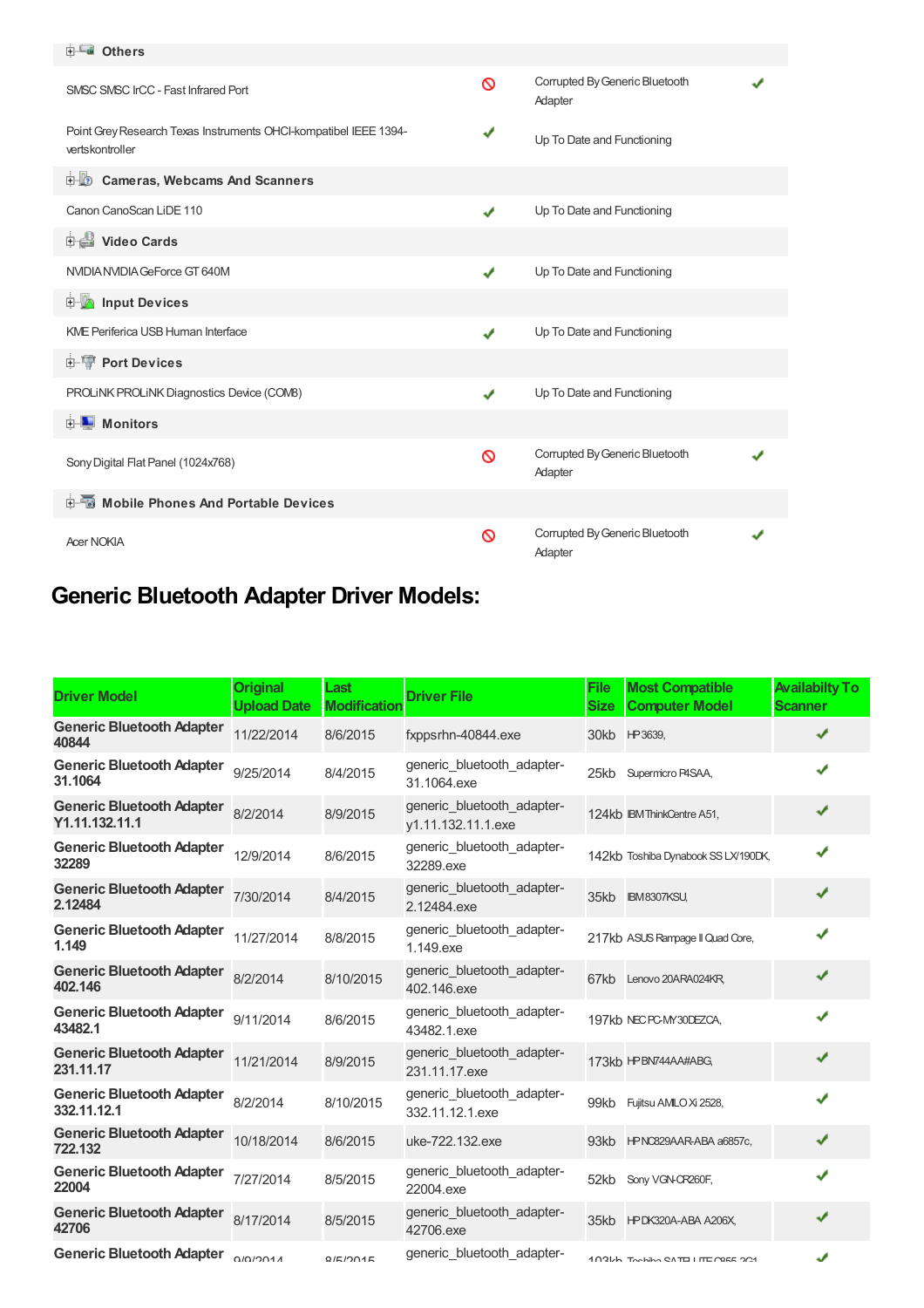| Others | | | |
|---|---|---|---|
| SMSC SMSC IrCC - Fast Infrared Port | 🚫 | Corrupted By Generic Bluetooth Adapter | ✔ |
| Point Grey Research Texas Instruments OHCI-kompatibel IEEE 1394-vertskontroller | ✔ | Up To Date and Functioning | |
| **Cameras, Webcams And Scanners** | | | |
| Canon CanoScan LiDE 110 | ✔ | Up To Date and Functioning | |
| **Video Cards** | | | |
| NVIDIA NVIDIA GeForce GT 640M | ✔ | Up To Date and Functioning | |
| **Input Devices** | | | |
| KME Periferica USB Human Interface | ✔ | Up To Date and Functioning | |
| **Port Devices** | | | |
| PROLiNK PROLiNK Diagnostics Device (COM8) | ✔ | Up To Date and Functioning | |
| **Monitors** | | | |
| Sony Digital Flat Panel (1024x768) | 🚫 | Corrupted By Generic Bluetooth Adapter | ✔ |
| **Mobile Phones And Portable Devices** | | | |
| Acer NOKIA | 🚫 | Corrupted By Generic Bluetooth Adapter | ✔ |

## Generic Bluetooth Adapter Driver Models:

| Driver Model | Original Upload Date | Last Modification | Driver File | File Size | Most Compatible Computer Model | Availabilty To Scanner |
|---|---|---|---|---|---|---|
| **Generic Bluetooth Adapter 40844** | 11/22/2014 | 8/6/2015 | fxppsrhn-40844.exe | 30kb | HP 3639, | ✔ |
| **Generic Bluetooth Adapter 31.1064** | 9/25/2014 | 8/4/2015 | generic_bluetooth_adapter-31.1064.exe | 25kb | Supermicro P4SAA, | ✔ |
| **Generic Bluetooth Adapter Y1.11.132.11.1** | 8/2/2014 | 8/9/2015 | generic_bluetooth_adapter-y1.11.132.11.1.exe | 124kb | IBM ThinkCentre A51, | ✔ |
| **Generic Bluetooth Adapter 32289** | 12/9/2014 | 8/6/2015 | generic_bluetooth_adapter-32289.exe | 142kb | Toshiba Dynabook SS LX/190DK, | ✔ |
| **Generic Bluetooth Adapter 2.12484** | 7/30/2014 | 8/4/2015 | generic_bluetooth_adapter-2.12484.exe | 35kb | IBM 8307KSU, | ✔ |
| **Generic Bluetooth Adapter 1.149** | 11/27/2014 | 8/8/2015 | generic_bluetooth_adapter-1.149.exe | 217kb | ASUS Rampage II Quad Core, | ✔ |
| **Generic Bluetooth Adapter 402.146** | 8/2/2014 | 8/10/2015 | generic_bluetooth_adapter-402.146.exe | 67kb | Lenovo 20ARA024KR, | ✔ |
| **Generic Bluetooth Adapter 43482.1** | 9/11/2014 | 8/6/2015 | generic_bluetooth_adapter-43482.1.exe | 197kb | NEC PC-MY30DEZCA, | ✔ |
| **Generic Bluetooth Adapter 231.11.17** | 11/21/2014 | 8/9/2015 | generic_bluetooth_adapter-231.11.17.exe | 173kb | HP BN744AA#ABG, | ✔ |
| **Generic Bluetooth Adapter 332.11.12.1** | 8/2/2014 | 8/10/2015 | generic_bluetooth_adapter-332.11.12.1.exe | 99kb | Fujitsu AMILO Xi 2528, | ✔ |
| **Generic Bluetooth Adapter 722.132** | 10/18/2014 | 8/6/2015 | uke-722.132.exe | 93kb | HP NC829AAR-ABA a6857c, | ✔ |
| **Generic Bluetooth Adapter 22004** | 7/27/2014 | 8/5/2015 | generic_bluetooth_adapter-22004.exe | 52kb | Sony VGN-CR260F, | ✔ |
| **Generic Bluetooth Adapter 42706** | 8/17/2014 | 8/5/2015 | generic_bluetooth_adapter-42706.exe | 35kb | HP DK320A-ABA A206X, | ✔ |
| **Generic Bluetooth Adapter** | 9/9/2014 | 8/5/2015 | generic_bluetooth_adapter- | 103kb | Toshiba SATELLITE C855-2G1 | ✔ |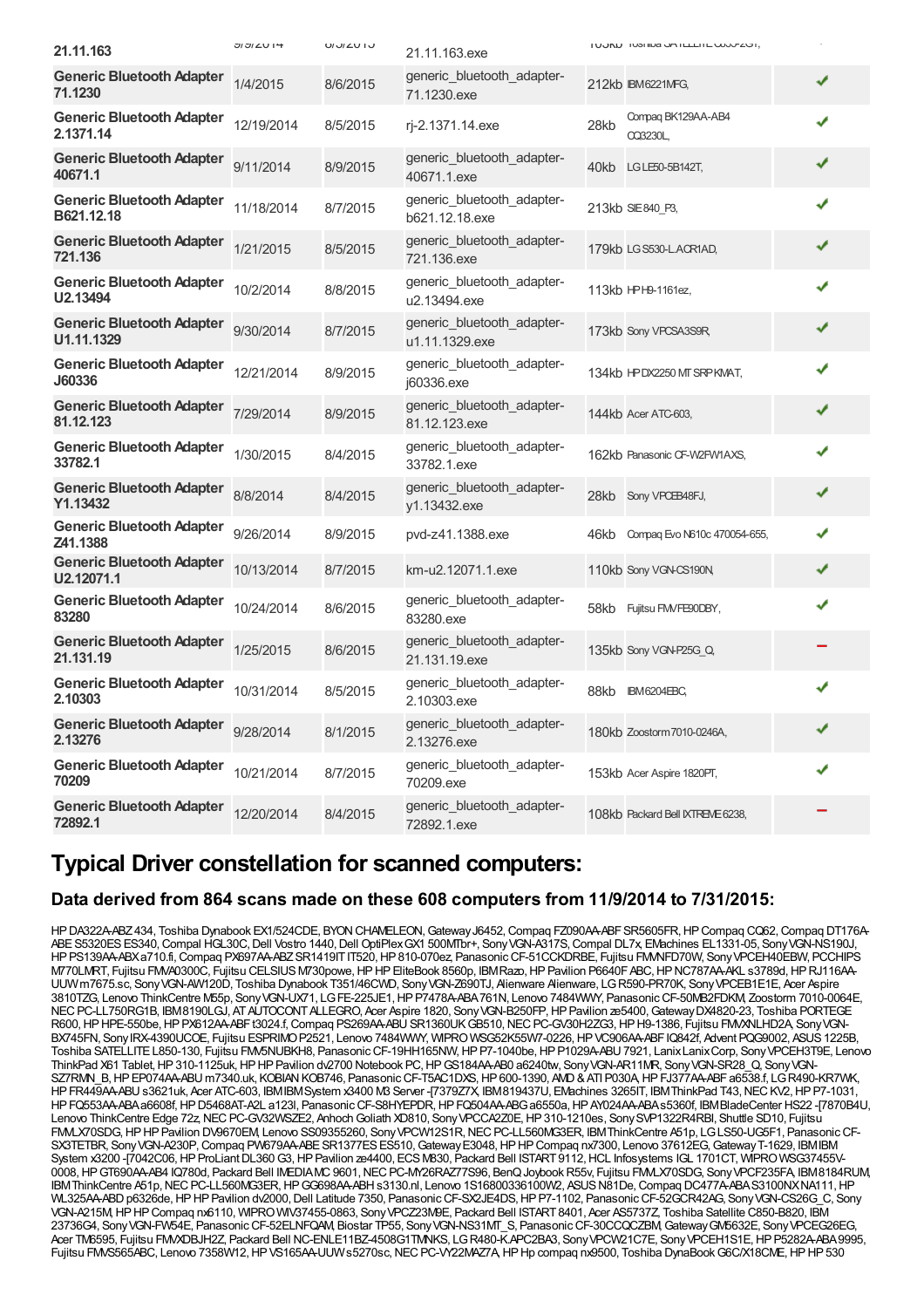| | | | | | | |
|---|---|---|---|---|---|---|
| 21.11.163 | 9/9/2014 | 8/5/2015 | 21.11.163.exe | 103kb | Toshiba SATELLITE C850-2G1, | |
| Generic Bluetooth Adapter 71.1230 | 1/4/2015 | 8/6/2015 | generic_bluetooth_adapter-71.1230.exe | 212kb | IBM6221MFG, | ✔ |
| Generic Bluetooth Adapter 2.1371.14 | 12/19/2014 | 8/5/2015 | rj-2.1371.14.exe | 28kb | Compaq BK129AA-AB4 CQ3230L, | ✔ |
| Generic Bluetooth Adapter 40671.1 | 9/11/2014 | 8/9/2015 | generic_bluetooth_adapter-40671.1.exe | 40kb | LG LE50-5B142T, | ✔ |
| Generic Bluetooth Adapter B621.12.18 | 11/18/2014 | 8/7/2015 | generic_bluetooth_adapter-b621.12.18.exe | 213kb | SIE 840_P3, | ✔ |
| Generic Bluetooth Adapter 721.136 | 1/21/2015 | 8/5/2015 | generic_bluetooth_adapter-721.136.exe | 179kb | LG S530-L.ACR1AD, | ✔ |
| Generic Bluetooth Adapter U2.13494 | 10/2/2014 | 8/8/2015 | generic_bluetooth_adapter-u2.13494.exe | 113kb | HP H9-1161ez, | ✔ |
| Generic Bluetooth Adapter U1.11.1329 | 9/30/2014 | 8/7/2015 | generic_bluetooth_adapter-u1.11.1329.exe | 173kb | Sony VPCSA3S9R, | ✔ |
| Generic Bluetooth Adapter J60336 | 12/21/2014 | 8/9/2015 | generic_bluetooth_adapter-j60336.exe | 134kb | HP DX2250 MT SRP KMAT, | ✔ |
| Generic Bluetooth Adapter 81.12.123 | 7/29/2014 | 8/9/2015 | generic_bluetooth_adapter-81.12.123.exe | 144kb | Acer ATC-603, | ✔ |
| Generic Bluetooth Adapter 33782.1 | 1/30/2015 | 8/4/2015 | generic_bluetooth_adapter-33782.1.exe | 162kb | Panasonic CF-W2FW1AXS, | ✔ |
| Generic Bluetooth Adapter Y1.13432 | 8/8/2014 | 8/4/2015 | generic_bluetooth_adapter-y1.13432.exe | 28kb | Sony VPCEB48FJ, | ✔ |
| Generic Bluetooth Adapter Z41.1388 | 9/26/2014 | 8/9/2015 | pvd-z41.1388.exe | 46kb | Compaq Evo N610c 470054-655, | ✔ |
| Generic Bluetooth Adapter U2.12071.1 | 10/13/2014 | 8/7/2015 | km-u2.12071.1.exe | 110kb | Sony VGN-CS190N, | ✔ |
| Generic Bluetooth Adapter 83280 | 10/24/2014 | 8/6/2015 | generic_bluetooth_adapter-83280.exe | 58kb | Fujitsu FMVFE90DBY, | ✔ |
| Generic Bluetooth Adapter 21.131.19 | 1/25/2015 | 8/6/2015 | generic_bluetooth_adapter-21.131.19.exe | 135kb | Sony VGN-P25G_Q, | – |
| Generic Bluetooth Adapter 2.10303 | 10/31/2014 | 8/5/2015 | generic_bluetooth_adapter-2.10303.exe | 88kb | IBM6204EBC, | ✔ |
| Generic Bluetooth Adapter 2.13276 | 9/28/2014 | 8/1/2015 | generic_bluetooth_adapter-2.13276.exe | 180kb | Zoostorm 7010-0246A, | ✔ |
| Generic Bluetooth Adapter 70209 | 10/21/2014 | 8/7/2015 | generic_bluetooth_adapter-70209.exe | 153kb | Acer Aspire 1820PT, | ✔ |
| Generic Bluetooth Adapter 72892.1 | 12/20/2014 | 8/4/2015 | generic_bluetooth_adapter-72892.1.exe | 108kb | Packard Bell IXTREME 6238, | – |

# Typical Driver constellation for scanned computers:

## Data derived from 864 scans made on these 608 computers from 11/9/2014 to 7/31/2015:

HP DA322A-ABZ 434, Toshiba Dynabook EX1/524CDE, BYON CHAMELEON, Gateway J6452, Compaq FZ090AA-ABF SR5605FR, HP Compaq CQ62, Compaq DT176A-ABE S5320ES ES340, Compal HGL30C, Dell Vostro 1440, Dell OptiPlex GX1 500MTbr+, Sony VGN-A317S, Compal DL7x, EMachines EL1331-05, Sony VGN-NS190J, HP PS139AA-ABX a710.fi, Compaq PX697AA-ABZ SR1419IT IT520, HP 810-070ez, Panasonic CF-51CCKDRBE, Fujitsu FMVNFD70W, Sony VPCEH40EBW, PCCHIPS M770LMRT, Fujitsu FMVA0300C, Fujitsu CELSIUS M730powe, HP HP EliteBook 8560p, IBM Razo, HP Pavilion P6640F ABC, HP NC787AA-AKL s3789d, HP RJ116AA-UUW m7675.sc, Sony VGN-AW120D, Toshiba Dynabook T351/46CWD, Sony VGN-Z690TJ, Alienware Alienware, LG R590-PR70K, Sony VPCEB1E1E, Acer Aspire 3810TZG, Lenovo ThinkCentre M55p, Sony VGN-UX71, LG FE-225JE1, HP P7478A-ABA 761N, Lenovo 7484WWY, Panasonic CF-50MB2FDKM, Zoostorm 7010-0064E, NEC PC-LL750RG1B, IBM8190LGJ, AT AUTOCONT ALLEGRO, Acer Aspire 1820, Sony VGN-B250FP, HP Pavilion ze5400, Gateway DX4820-23, Toshiba PORTEGE R600, HP HPE-550be, HP PX612AA-ABF t3024.f, Compaq PS269AA-ABU SR1360UK GB510, NEC PC-GV30H2ZG3, HP H9-1386, Fujitsu FMVXNLHD2A, Sony VGN-BX745FN, Sony IRX-4390UCOE, Fujitsu ESPRIMO P2521, Lenovo 7484WWY, WIPRO WSG52K55W7-0226, HP VC906AA-ABF IQ842f, Advent PQG9002, ASUS 1225B, Toshiba SATELLITE L850-130, Fujitsu FMVSNUBKH8, Panasonic CF-19HH165NW, HP P7-1040be, HP P1029A-ABU 7921, Lanix Lanix Corp, Sony VPCEH3T9E, Lenovo ThinkPad X61 Tablet, HP 310-1125uk, HP Pavilion dv2700 Notebook PC, HP GS184AA-AB0 a6240tw, Sony VGN-AR11MR, Sony VGN-SR28_Q, Sony VGN-SZ7RMN_B, HP EY074AA-ABU m7340.uk, KOBIAN KOB746, Panasonic CF-T5AC1DXS, HP 600-1390, AMD & ATI P030A, HP FJ377AA-ABF a6538.f, LG R490-KR7WK, HP FR449AA-ABU s3621uk, Acer ATC-603, IBM IBM System x3400 M3 Server -[7379Z7X, IBM819437U, EMachines 3265IT, IBM ThinkPad T43, NEC KV2, HP P7-1031, HP FQ553AA-ABA a6608f, HP D5468AT-A2L a123l, Panasonic CF-S8HYEPDR, HP FQ504AA-ABG a6550a, HP AY024AA-ABA s5360f, IBM BladeCenter HS22 -[7870B4U, Lenovo ThinkCentre Edge 72z, NEC PC-GV32WSZE2, Anhoch Goliath XD810, Sony VPCCA2Z0E, HP 310-1210es, Sony SVP1322R4RBI, Shuttle SD10, Fujitsu FMVLX70SDG, HP HP Pavilion DV9670EM, Lenovo SS09355260, Sony VPCW12S1R, NEC PC-LL560MG3ER, IBM ThinkCentre A51p, LG LS50-UG5F1, Panasonic CF-SX3TETBR, Sony VGN-A230P, Compaq PW679AA-ABE SR1377ES ES510, Gateway E3048, HP HP Compaq nx7300, Lenovo 37612EG, Gateway T-1629, IBM IBM System x3200 -[7042C06, HP ProLiant DL360 G3, HP Pavilion ze4400, ECS M830, Packard Bell ISTART 9112, HCL Infosystems IGL 1701CT, WIPRO WSG37455V-0008, HP GT690AA-AB4 IQ780d, Packard Bell IMEDIA MC 9601, NEC PC-MY26RAZ77S96, BenQ Joybook R55v, Fujitsu FMVLX70SDG, Sony VPCF235FA, IBM8184RUM, IBM ThinkCentre A51p, NEC PC-LL560MG3ER, HP GG698AA-ABH s3130.nl, Lenovo 1S16800336100W2, ASUS N81De, Compaq DC477A-ABA S3100NX NA111, HP WL325AA-ABD p6326de, HP HP Pavilion dv2000, Dell Latitude 7350, Panasonic CF-SX2JE4DS, HP P7-1102, Panasonic CF-52GCR42AG, Sony VGN-CS26G_C, Sony VGN-A215M, HP HP Compaq nx6110, WIPRO WIV37455-0863, Sony VPCZ23M9E, Packard Bell ISTART 8401, Acer AS5737Z, Toshiba Satellite C850-B820, IBM 23736G4, Sony VGN-FW54E, Panasonic CF-52ELNFQAM, Biostar TP55, Sony VGN-NS31MT_S, Panasonic CF-30CCQCZBM, Gateway GM5632E, Sony VPCEG26EG, Acer TM6595, Fujitsu FMVXDBJH2Z, Packard Bell NC-ENLE11BZ-4508G1TMNKS, LG R480-K.APC2BA3, Sony VPCW21C7E, Sony VPCEH1S1E, HP P5282A-ABA 9995, Fujitsu FMVS565ABC, Lenovo 7358W12, HP VS165AA-UUW s5270sc, NEC PC-VY22MAZ7A, HP Hp compaq nx9500, Toshiba DynaBook G6C/X18CME, HP HP 530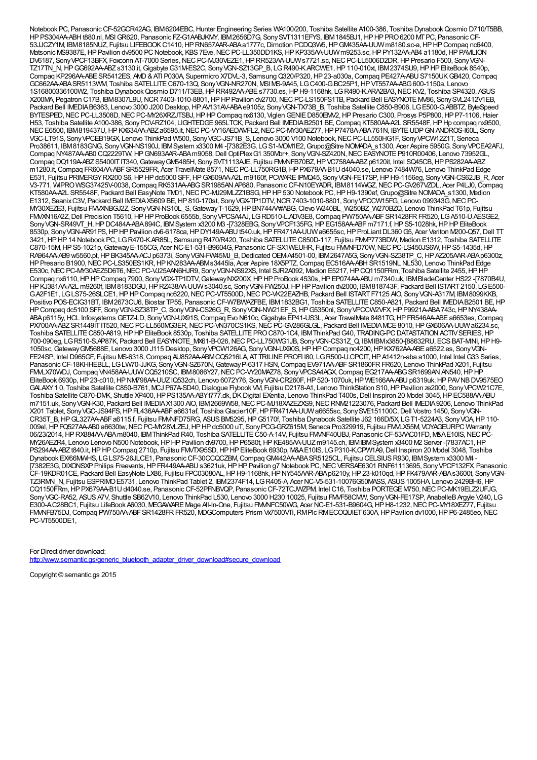Notebook PC, Panasonic CF-52GCR42AG, IBM6204EBC, Hunter Engineering Series WA100/200, Toshiba Satellite A100-386, Toshiba Dynabook Qosmio D710/T5BB, HP PS304AA-ABH t880.nl, MSI GR620, Panasonic FZ-G1AABJKMY, IBM2656D7G, Sony SVT1311EFYS, IBM1845BJ1, HP HP PRO 6200 MT PC, Panasonic CF-53JJCZY1M, IBM8185NUZ, Fujitsu LIFEBOOK C1410, HP RN657AAR-ABA a1777c, Dimotion PCDQ3W5, HP GM435AA-UUW m8180.sc-a, HP HP Compaq nc6400, Matsonic MS9387E, HP Pavilion dv9500 PC Notebook, KBS 7Eve, NEC PC-LL350DD1KS, HP KP335AA-UUW m9253.sc, HP PY132AA-AB4 a1180d, HP PAVILION DV6187, Sony VPCF13BFX, Foxconn AT-7000 Series, NEC PC-MJ30VEZE1, HP RR523AA-UUW s7721.sc, NEC PC-LL5006D2DR, HP Presario F500, Sony VGN-TZ17TN_N, HP GG692AA-ABZ s3130.it, Gigabyte G31M-ES2C, Sony VGN-SZ13GP_B, LG R490-K.ARCWE1, HP 110-010xt, IBM2374SU9, HP HP EliteBook 8540p, Compaq KP296AA-ABE SR5412ES, AMD & ATI P030A, Supermicro X7DVL-3, Samsung Q320/P320, HP 23-a030a, Compaq PE427A-ABU S7150UK GB420, Compaq GC662AA-ABA SR5113WM, Toshiba SATELLITE C670-13Q, Sony VGN-NR270N, MSI MS-9A45, LG C400-G.BC25P1, HP VT557AA-ABG 600-1150a, Lenovo 1S16800336100W2, Toshiba Dynabook Qosmio D711/T3EB, HP RR492AA-ABE s7730.es, HP H9-1168hk, LG R490-K.ARA2BA3, NEC KV2, Toshiba SP4320, ASUS X200MA, Pegatron C17B, IBM8307L9U, NCR 7403-1010-8801, HP HP Pavilion dv2700, NEC PC-LS150FS1TB, Packard Bell EASYNOTE MV86, Sony SVL2412V1EB, Packard Bell IMEDIA B6363, Lenovo 3000 J200 Desktop, HP AV131AV-ABA e9105z, Sony VGN-TX73B_B, Toshiba Satellite C850-B906, LG E500-G.ABBTZ, ByteSpeed BYTESPED, NEC PC-LL3508D, NEC PC-MY26XRZJTSBJ, HP HP Compaq nx6130, Viglen GENIE D850EMV2, HP Presario C300, Prosys P5P800, HP P7-1106, Haier H53, Toshiba Satellite A100-386, Sony PCV-RZ104, LIGHTEDGE 965LTCK, Packard Bell IMEDIA B2501 BE, Compaq KT580AA-A2L SR5548F, HP Hp compaq nx9500, NEC E6500, IBM819437U, HP KX634AA-ABZ a6595.it, NEC PC-VY16AEDAMFL2, NEC PC-MY30AEZ77, HP P7478A-ABA 761N, IBYTE UDP GN ANDROS-I60L, Sony VGC-LT91S, Sony VPCEB19GX, Lenovo ThinkPad W500, Sony VGC-JS71B_S, Lenovo 3000 V100 Notebook, NEC PC-LL550HG1F, Sony VPCW12Z1T, Seneca Pro38611, IBM8183GNG, Sony VGN-NS190J, IBM System x3300 M4 -[7382E3G, LG S1-MOM1E2, Grupo@Sitre NOMADA_s1300, Acer Aspire 5950G, Sony VPCEA2AFJ, Compaq NY487AA-AB0 CQ2229TW, HP GN693AAR-ABA m9058, Dell OptiPlex G1 350Mbr+, Sony VGN-SZ420N, NEC EASYNOTE P910R00406, Lenovo 73952GL, Compaq DQ119A-ABZ S5400IT IT340, Gateway GM5485H, Sony SVT1113AJE, Fujitsu FMVNFB70BZ, HP VC758AA-ABZ p6120it, Intel SQ45CB, HP PS282AA-ABZ m1280.it, Compaq FR604AA-ABF SR5529FR, Acer TravelMate 8571, NEC PC-LL750RG1B, HP PX679AA-B1U d4040.se, Lenovo 7484W76, Lenovo ThinkPad Edge E531, Fujitsu PRIMERGY RX200 S6, HP HP dc5000 SFF, HP GX609AA-A2L m9160f, PCWARE IPMQ45, Sony VGN-FE17SP, HP H9-1156eg, Sony VGN-CS62JB_R, Acer V3-771, WIPRO WSG37425V-0038, Compaq RK531AA-ABG SR1985AN AP680, Panasonic CF-N10EYADR, IBM8114WGZ, NEC PC-GV267VZDL, Acer P4LJ0, Compaq KT580AA-A2L SR5548F, Packard Bell EasyNote TM01, NEC PC-MJ29MLZZ1BSG, HP HP 530 Notebook PC, HP H9-1390ef, Grupo@Sitre NOMADA_s1300, Medion E1312, Seanix C3V, Packard Bell IMEDIA X5609 BE, HP 810-170st, Sony VGX-TP1DTV, NCR 7403-1010-8801, Sony VPCCW15FG, Lenovo 099343G, NEC PC-MY30XEZE3, Fujitsu FMVXNBGJ2Z, Sony VGN-NS10L_S, Gateway T-1629, HP BN744AA#ABG, Clevo W240BL_W250BZ_W270BZQ, Lenovo ThinkPad T61p, Fujitsu FMVXN16A2Z, Dell Precision T5610, HP HP ProBook 6555b, Sony VPCSA4AJ, LG RD510-L.ADV3E8, Compaq PW750AA-ABF SR1428FR FR520, LG A510-U.AESGE2, Sony VGN-SR49VT_H, HP DC484A-ABA 894C, IBM System x3200 M3 -[7328EBG, Sony VPCF135FG, HP EG158AA-ABF m7171.f, HP S5-1028hk, HP HP EliteBook 8530p, Sony VGN-AR91PS, HP HP Pavilion dv6-6178ca, HP DY149A-ABU t540.uk, HP FR471AA-UUW a6655sc, HP ProLiant DL360 G5, Acer Veriton M200-Q57, Dell TT 3421, HP HP 14 Notebook PC, LG R470-K.AR85L, Samsung R470/R420, Toshiba SATELLITE C850D-117, Fujitsu FMVP773BDW, Medion E1312, Toshiba SATELLITE C870-15M, HP S5-1021p, Gateway E-155CG, Acer NC-E1-531-B9604G, Panasonic CF-SX1WEUHR, Fujitsu FMVNFD70W, NEC PC-LS450JS6W, HP S5-1435d, HP RA964AA-AB9 w5560.pt, HP BK345AA-ACJ p6373i, Sony VGN-FW45MJ_B, Dedicated OEM-A4501-00, IBM2647A5G, Sony VGN-SZ38TP_C, HP AZ205AAR-ABA p6300z, HP Presario B1900, NEC PC-LS350ES1KR, HP KN283AA-ABM s3445la, Acer Aspire 18X5PTZ, Compaq EC516AA-ABH SR1519NL NL530, Lenovo ThinkPad Edge E530c, NEC PC-MY30AEZ5D6T6, NEC PC-VJ25AAN6HJR9, Sony VGN-NS92XS, Intel SJR2A092, Medion E5217, HP CQ1150FRm, Toshiba Satellite 2455, HP HP Compaq nx6110, HP HP Compaq 7900, Sony VGX-TP1DTV, Gateway NX200X, HP HP ProBook 4530s, HP EP074AA-ABU m7340.uk, IBM BladeCenter HS22 -[7870B4U, HP KJ381AA-A2L m9260f, IBM8183DGU, HP RZ438AA-UUW s3040.sc, Sony VGN-FW250J, HP HP Pavilion dv2000, IBM818743F, Packard Bell ISTART 2150, LG E500-G.A2F1E1, LG LS75-26SLCE1, HP HP Compaq nc6220, NEC PC-VT5500D, NEC PC-VK22EAZHB, Packard Bell ISTART F7125 AIO, Sony VGN-A317M, IBM8099KKB, Positivo POS-ECIG31BT, IBM2673CU6, Biostar TP55, Panasonic CF-W7BWAZFBE, IBM1832BG1, Toshiba SATELLITE C850-A821, Packard Bell IMEDIA B2501 BE, HP HP Compaq dc5100 SFF, Sony VGN-SZ38TP_C, Sony VGN-CS26G_R, Sony VGN-NW21EF_S, HP G5350nl, Sony VPCCW2VFX, HP P9921A-ABA 743c, HP NY438AA-ABA p6115y, HCL Infosystems GETZ-LD, Sony VGN-UX91S, Compaq Evo N610c, Gigabyte EP41-US3L, Acer TravelMate 8481TG, HP FR546AA-ABE a6653es, Compaq PX700AA-ABZ SR1449IT IT520, NEC PC-LL560MG3ER, NEC PC-VN370CS1KS, NEC PC-GV286GLGL, Packard Bell IMEDIA MCE 8010, HP GX606AA-UUW a6234.sc, Toshiba SATELLITE C850-A819, HP HP EliteBook 8530p, Toshiba SATELLITE PRO C870-1C4, IBM ThinkPad G40, TRADING-PC DATASTATION ACTIV SERIES, HP 700-090eg, LG R510-S.AP87K, Packard Bell EASYNOTE_MX61-B-026, NEC PC-LL750WG1JB, Sony VGN-CS31Z_Q, IBM IBM x3850-[88632RU, ECS BAT-MINI, HP H9-1050sc, Gateway GM5688E, Lenovo 3000 J115 Desktop, Sony VPCW126AG, Sony VGN-UX90S, HP HP Compaq nc4200, HP KX762AA-ABE a6522.es, Sony VGN-FE24SP, Intel D965GF, Fujitsu MS-6318, Compaq AU852AA-ABM CQ5216LA, AT TRILINE PROFI I80, LG R500-U.CPCIT, HP A1412n-aba a1000, Intel Intel G33 Series, Panasonic CF-18KHHEBLL, LG LW70-JJKG, Sony VGN-SZ670N, Gateway P-6317 HSN, Compaq EV971AA-ABF SR1860FR FR620, Lenovo ThinkPad X201, Fujitsu FMVLX70WDJ, Compaq VN458AA-UUW CQ5210SC, IBM8086Y27, NEC PC-VY20MAZ78, Sony VPCSA4AGX, Compaq EG217AA-ABG SR1699AN AN540, HP HP EliteBook 6930p, HP 23-c010, HP NM798AA-UUZ IQ532ch, Lenovo 6072Y76, Sony VGN-CR260F, HP 520-1070uk, HP WE166AA-ABU p6319uk, HP PAV NB DV9575EO GALAXY 1 0, Toshiba Satellite C850-B761, MCJ P67A-SD40, Dialogue Flybook VM, Fujitsu D2178-A1, Lenovo ThinkStation S10, HP Pavilion ze2000, Sony VPCW21C7E, Toshiba Satellite C870-DMK, Shuttle XP400, HP PS135AA-ABY t777.dk, DK Digital EXentia, Lenovo ThinkPad T400s, Dell Inspiron 20 Model 3045, HP EC588AA-ABU m7151.uk, Sony VGN-K30, Packard Bell IMEDIA X1300 AIO, IBM2669W58, NEC PC-MJ18XAZEZXS9, NEC RNM21223076, Packard Bell IMEDIA 9206, Lenovo ThinkPad X201 Tablet, Sony VGC-JS94FS, HP FL436AA-ABF a6631af, Toshiba Glacier10F, HP FR471AA-UUW a6655sc, Sony SVE151100C, Dell Vostro 1450, Sony VGN-CR35T_B, HP GL327AA-ABF a6115.f, Fujitsu FMVNFD75RG, ASUS BM5295, HP G5170f, Toshiba Dynabook Satellite J62 166D/5X, LG T1-5224A3, Sony VOA, HP 110-009el, HP FQ527AA-AB0 a6630tw, NEC PC-MY28VLZEJ, HP HP dc5000 uT, Sony PCG-GRZ615M, Seneca Pro329919, Fujitsu FMVLX55M, VOYAGEURPC Warranty 06/23/2014, HP RX884AA-ABA m8040, IBM ThinkPad R40, Toshiba SATELLITE C50-A-14V, Fujitsu FMVNF40UBJ, Panasonic CF-53AAC01FD, M&A E10IS, NEC PC-MY26AEZR4, Lenovo Lenovo N500 Notebook, HP HP Pavilion dv9700, HP P6580t, HP KE485AA-UUZ m9145.ch, IBM IBM System x3400 M2 Server -[7837AC1, HP PS294AA-ABZ t840.it, HP HP Compaq 2710p, Fujitsu FMVTX95SD, HP HP EliteBook 6930p, M&A E10IS, LG P310-K.CPW1A9, Dell Inspiron 20 Model 3048, Toshiba Dynabook EX/66MWHS, LG LS75-26JLCE1, Panasonic CF-30CCQCZBM, Compaq GM442AA-ABA SR5125CL, Fujitsu CELSIUS R930, IBM System x3300 M4 -[7382E3G, DIXONSXP Philips Freevents, HP FR449AA-ABU s3621uk, HP HP Pavilion g7 Notebook PC, NEC VERSAE6301 RNF61113695, Sony VPCF132FX, Panasonic CF-19KDR01CE, Packard Bell EasyNote LX86, Fujitsu FPC03080AL, HP H9-1168hk, HP NY545AAR-ABA p6210y, HP 23-k010qd, HP FK479AAR-ABA s3600t, Sony VGN-TZ3RMN_N, Fujitsu ESPRIMO E5731, Lenovo ThinkPad Tablet 2, IBM2374F14, LG R405-A, Acer NC-V5-531-10076G50MASS, ASUS 1005HA, Lenovo 2429BH6, HP CQ1150FRm, HP PX679AA-B1U d4040.se, Panasonic CF-52PFNBVQP, Panasonic CF-72TCJWZPM, Intel C16, Toshiba PORTEGE M750, NEC PC-MK19ELZ2UFJG, Sony VGC-RA52, ASUS A7V, Shuttle SB62V10, Lenovo ThinkPad L530, Lenovo 3000 H230 10025, Fujitsu FMVF58CMW, Sony VGN-FE17SP, AnabelleB Argyle V240, LG E300-A.C28BC1, Fujitsu LifeBook A6030, MEGAWARE Mage All-In-One, Fujitsu FMVNFC50WG, Acer NC-E1-531-B9604G, HP H8-1232, NEC PC-MY18XEZ77, Fujitsu FMVNFB75DJ, Compaq PW750AA-ABF SR1428FR FR520, MDGComputers Prism Vx7500VTi, RM Plc RM ECOQUIET 630A, HP Pavilion dv1000, HP P6-2485eo, NEC PC-VT5500DE1,

For Direct driver download:
[http://www.semantic.gs/generic_bluetooth_adapter_driver_download#secure_download](http://www.semantic.gs/generic_bluetooth_adapter_driver_download#secure_download)

Copyright © semantic.gs 2015